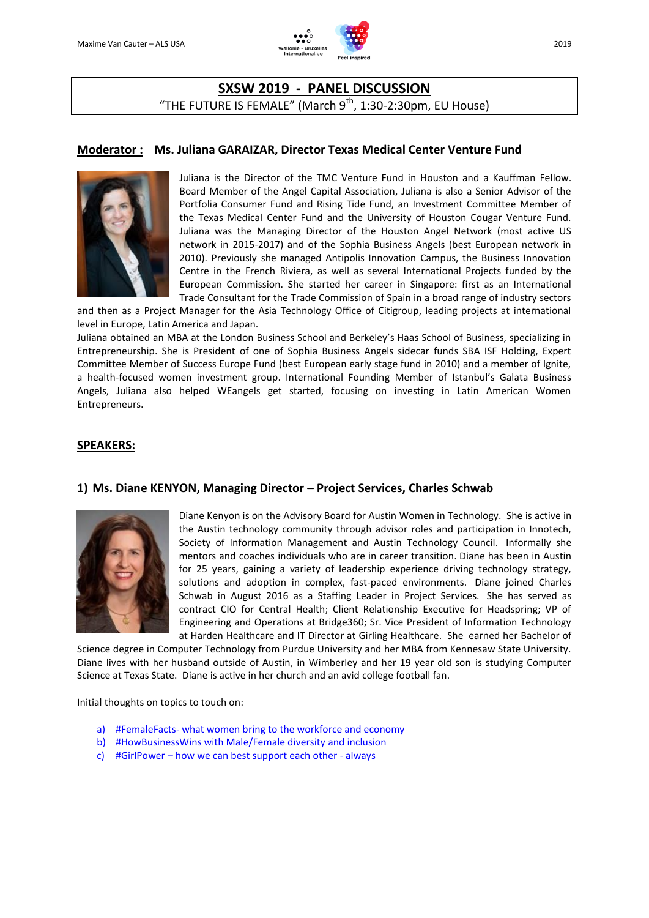# SXSW 2019 - PANEL DISCUSSION

"THE FUTURE IS FEMALE" (March 9th, 1:30-2:30pm, EU House)

## Moderator : Ms. Juliana GARAIZAR, Director Texas Medical Center Venture Fund

Juliana is the Director of the TMC Venture Fund in Houston and a Kauffman Fellow. Board Member of the Angel Capital Association, Juliana is also a Senior Advisor of the Portfolia Consumer Fund and Rising Tide Fund, an Investment Committee Member of the Texas Medical Center Fund and the University of Houston Cougar Venture Fund. Juliana was the Managing Director of the Houston Angel Network (most active US network in 2015-2017) and of the Sophia Business Angels (best European network in 2010). Previously she managed Antipolis Innovation Campus, the Business Innovation Centre in the French Riviera, as well as several International Projects funded by the European Commission. She started her career in Singapore: first as an International Trade Consultant for the Trade Commission of Spain in a broad range of industry sectors and then as a Project Manager for the Asia Technology Office of Citigroup, leading projects at international level in Europe, Latin America and Japan.

Juliana obtained an MBA at the London Business School and Berkeley's Haas School of Business, specializing in Entrepreneurship. She is President of one of Sophia Business Angels sidecar funds SBA ISF Holding, Expert Committee Member of Success Europe Fund (best European early stage fund in 2010) and a member of Ignite, a health-focused women investment group. International Founding Member of Istanbul's Galata Business Angels, Juliana also helped WEangels get started, focusing on investing in Latin American Women Entrepreneurs.

## SPEAKERS:

### 1) Ms. Diane KENYON, Managing Director – Project Services, Charles Schwab

Diane Kenyon is on the Advisory Board for Austin Women in Technology. She is active in the Austin technology community through advisor roles and participation in Innotech, Society of Information Management and Austin Technology Council. Informally she mentors and coaches individuals who are in career transition. Diane has been in Austin for 25 years, gaining a variety of leadership experience driving technology strategy, solutions and adoption in complex, fast-paced environments. Diane joined Charles Schwab in August 2016 as a Staffing Leader in Project Services. She has served as contract CIO for Central Health; Client Relationship Executive for Headspring; VP of Engineering and Operations at Bridge360; Sr. Vice President of Information Technology at Harden Healthcare and IT Director at Girling Healthcare. She earned her Bachelor of Science degree in Computer Technology from Purdue University and her MBA from Kennesaw State University. Diane lives with her husband outside of Austin, in Wimberley and her 19 year old son is studying Computer Science at Texas State. Diane is active in her church and an avid college football fan.

Initial thoughts on topics to touch on:

a) #FemaleFacts- what women bring to the workforce and economy
b) #HowBusinessWins with Male/Female diversity and inclusion
c) #GirlPower – how we can best support each other - always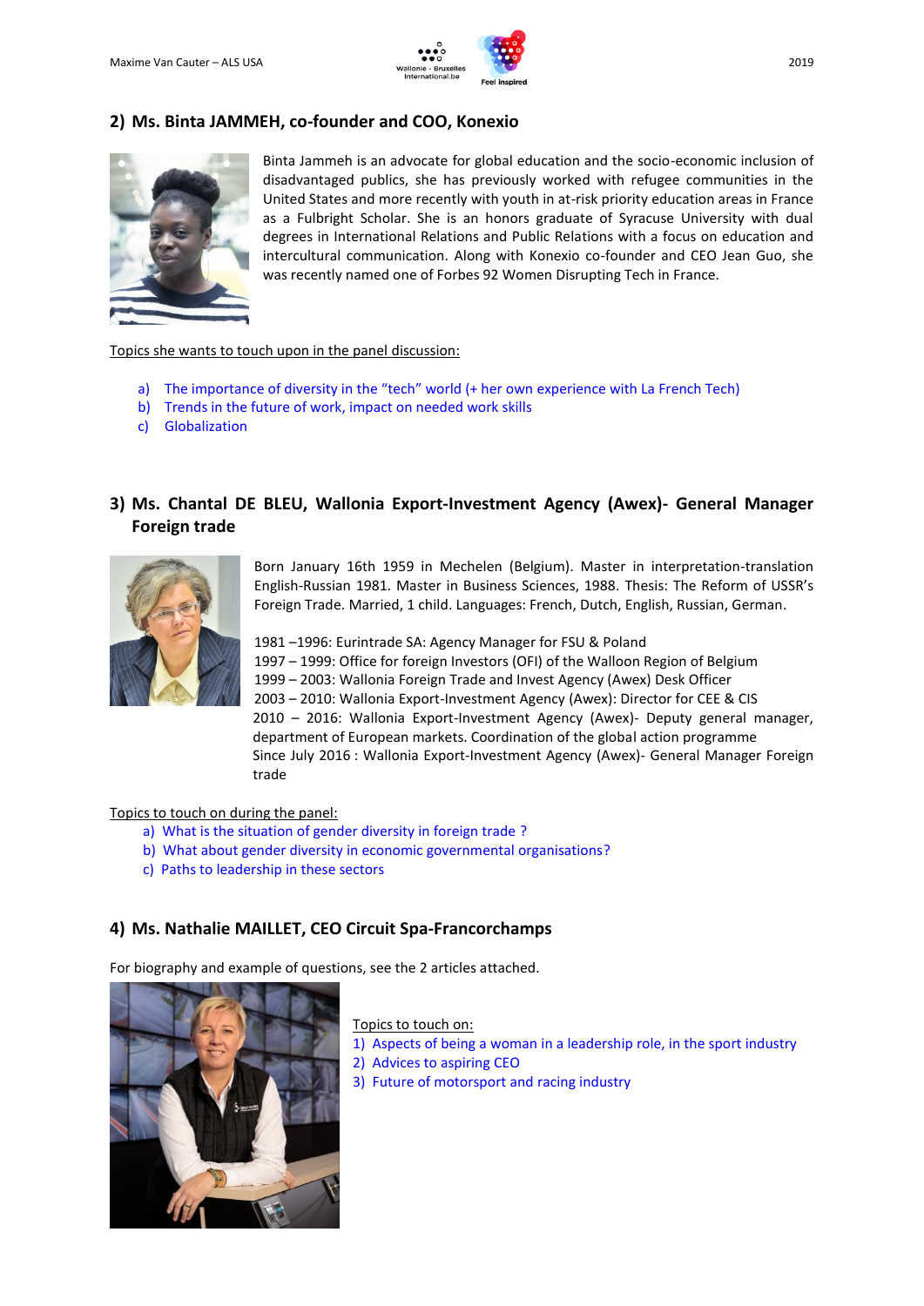## 2) Ms. Binta JAMMEH, co-founder and COO, Konexio

Binta Jammeh is an advocate for global education and the socio-economic inclusion of disadvantaged publics, she has previously worked with refugee communities in the United States and more recently with youth in at-risk priority education areas in France as a Fulbright Scholar. She is an honors graduate of Syracuse University with dual degrees in International Relations and Public Relations with a focus on education and intercultural communication. Along with Konexio co-founder and CEO Jean Guo, she was recently named one of Forbes 92 Women Disrupting Tech in France.

Topics she wants to touch upon in the panel discussion:

a) The importance of diversity in the "tech" world (+ her own experience with La French Tech)
b) Trends in the future of work, impact on needed work skills
c) Globalization

## 3) Ms. Chantal DE BLEU, Wallonia Export-Investment Agency (Awex)- General Manager Foreign trade

Born January 16th 1959 in Mechelen (Belgium). Master in interpretation-translation English-Russian 1981. Master in Business Sciences, 1988. Thesis: The Reform of USSR's Foreign Trade. Married, 1 child. Languages: French, Dutch, English, Russian, German.

1981 –1996: Eurintrade SA: Agency Manager for FSU & Poland
1997 – 1999: Office for foreign Investors (OFI) of the Walloon Region of Belgium
1999 – 2003: Wallonia Foreign Trade and Invest Agency (Awex) Desk Officer
2003 – 2010: Wallonia Export-Investment Agency (Awex): Director for CEE & CIS
2010 – 2016: Wallonia Export-Investment Agency (Awex)- Deputy general manager, department of European markets. Coordination of the global action programme
Since July 2016 : Wallonia Export-Investment Agency (Awex)- General Manager Foreign trade

Topics to touch on during the panel:

a) What is the situation of gender diversity in foreign trade ?
b) What about gender diversity in economic governmental organisations?
c) Paths to leadership in these sectors

## 4) Ms. Nathalie MAILLET, CEO Circuit Spa-Francorchamps

For biography and example of questions, see the 2 articles attached.

Topics to touch on:

1) Aspects of being a woman in a leadership role, in the sport industry
2) Advices to aspiring CEO
3) Future of motorsport and racing industry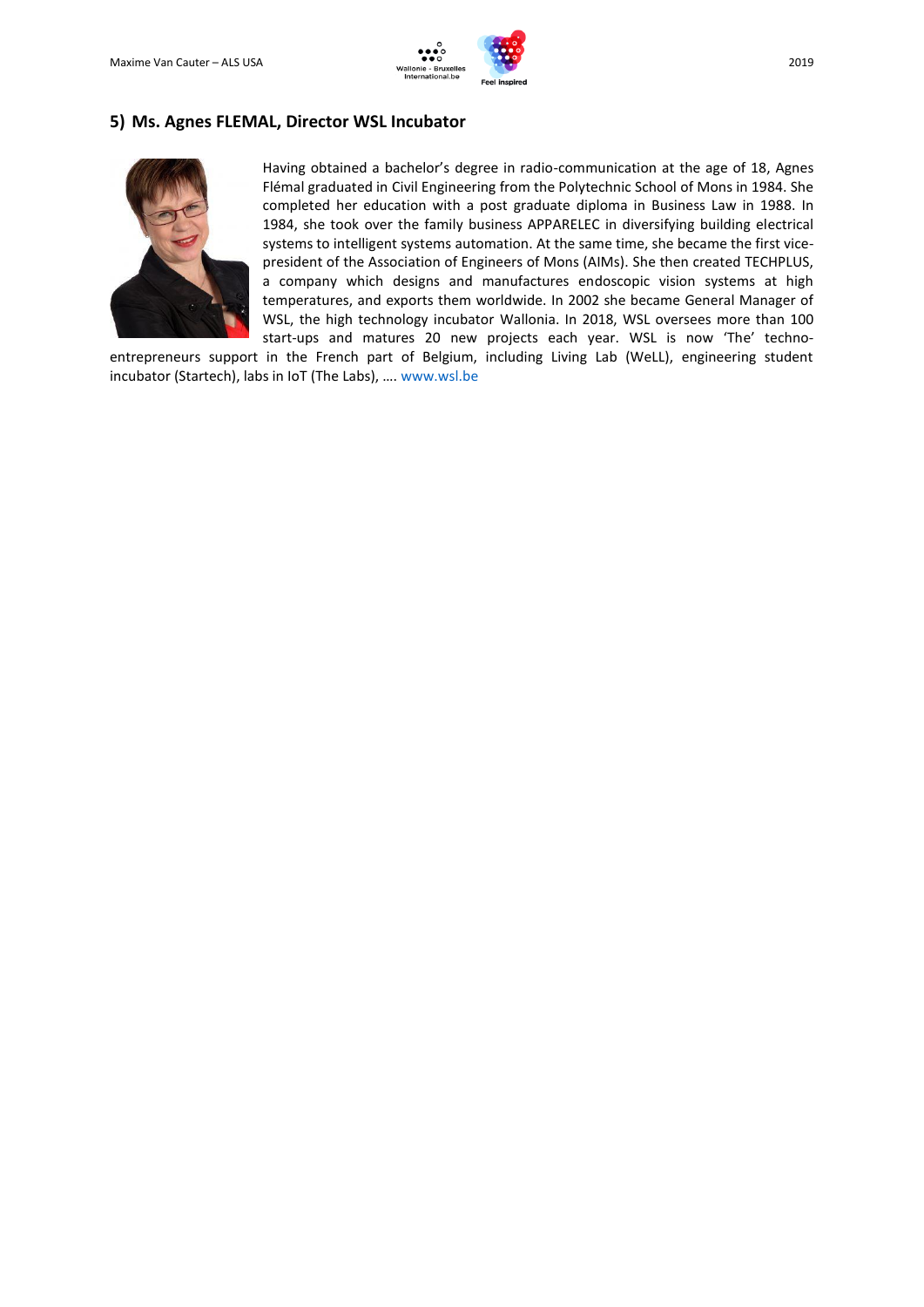## 5) Ms. Agnes FLEMAL, Director WSL Incubator

Having obtained a bachelor's degree in radio-communication at the age of 18, Agnes Flémal graduated in Civil Engineering from the Polytechnic School of Mons in 1984. She completed her education with a post graduate diploma in Business Law in 1988. In 1984, she took over the family business APPARELEC in diversifying building electrical systems to intelligent systems automation. At the same time, she became the first vice-president of the Association of Engineers of Mons (AIMs). She then created TECHPLUS, a company which designs and manufactures endoscopic vision systems at high temperatures, and exports them worldwide. In 2002 she became General Manager of WSL, the high technology incubator Wallonia. In 2018, WSL oversees more than 100 start-ups and matures 20 new projects each year. WSL is now 'The' techno-entrepreneurs support in the French part of Belgium, including Living Lab (WeLL), engineering student incubator (Startech), labs in IoT (The Labs), …. www.wsl.be